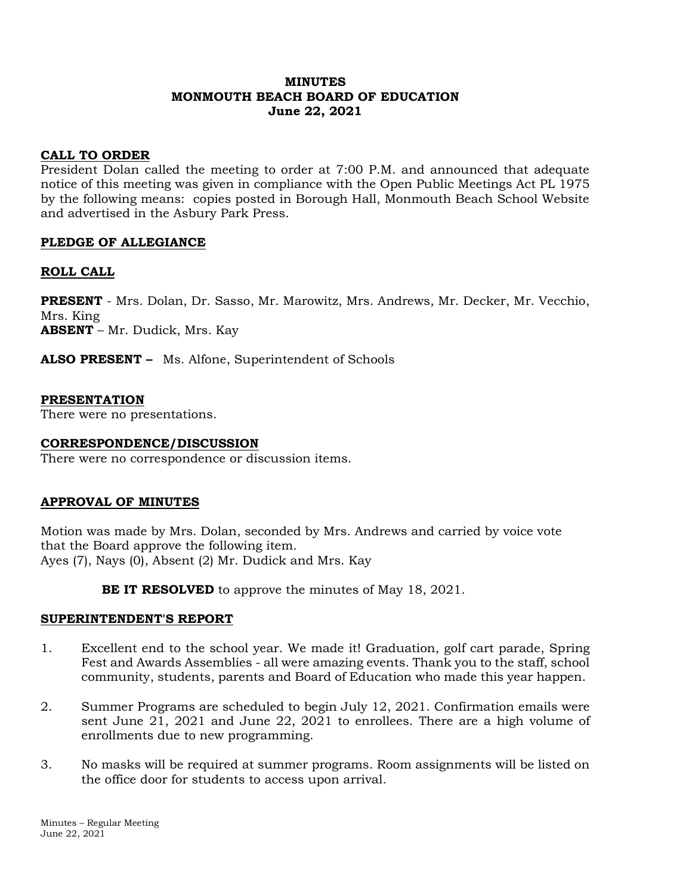# MINUTES
# MONMOUTH BEACH BOARD OF EDUCATION
# June 22, 2021

## CALL TO ORDER

President Dolan called the meeting to order at 7:00 P.M. and announced that adequate notice of this meeting was given in compliance with the Open Public Meetings Act PL 1975 by the following means: copies posted in Borough Hall, Monmouth Beach School Website and advertised in the Asbury Park Press.

## PLEDGE OF ALLEGIANCE

## ROLL CALL

**PRESENT** - Mrs. Dolan, Dr. Sasso, Mr. Marowitz, Mrs. Andrews, Mr. Decker, Mr. Vecchio, Mrs. King
**ABSENT** – Mr. Dudick, Mrs. Kay

**ALSO PRESENT –** Ms. Alfone, Superintendent of Schools

## PRESENTATION

There were no presentations.

## CORRESPONDENCE/DISCUSSION

There were no correspondence or discussion items.

## APPROVAL OF MINUTES

Motion was made by Mrs. Dolan, seconded by Mrs. Andrews and carried by voice vote that the Board approve the following item.
Ayes (7), Nays (0), Absent (2) Mr. Dudick and Mrs. Kay

**BE IT RESOLVED** to approve the minutes of May 18, 2021.

## SUPERINTENDENT'S REPORT

1. Excellent end to the school year. We made it! Graduation, golf cart parade, Spring Fest and Awards Assemblies - all were amazing events. Thank you to the staff, school community, students, parents and Board of Education who made this year happen.

2. Summer Programs are scheduled to begin July 12, 2021. Confirmation emails were sent June 21, 2021 and June 22, 2021 to enrollees. There are a high volume of enrollments due to new programming.

3. No masks will be required at summer programs. Room assignments will be listed on the office door for students to access upon arrival.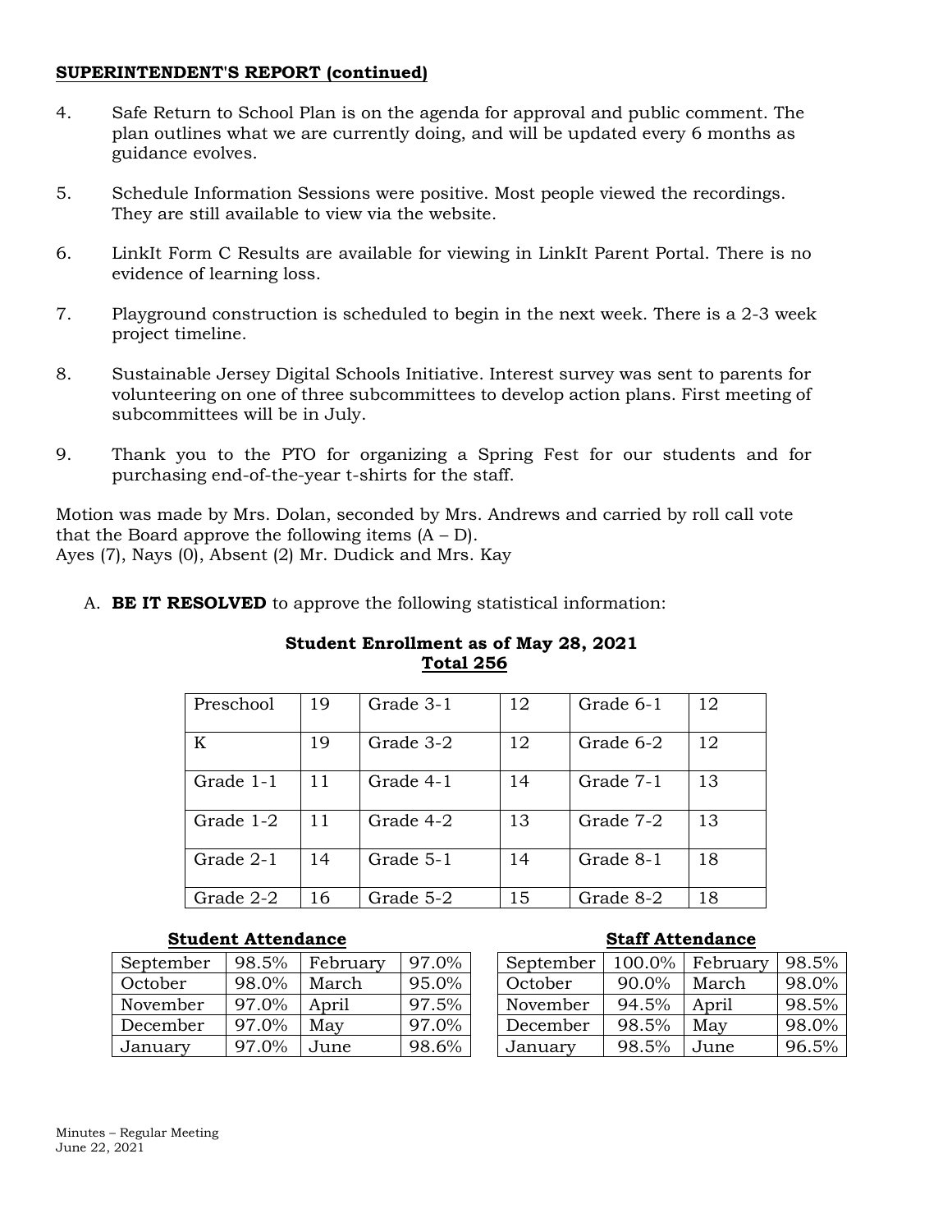**SUPERINTENDENT'S REPORT (continued)**

4. Safe Return to School Plan is on the agenda for approval and public comment. The plan outlines what we are currently doing, and will be updated every 6 months as guidance evolves.

5. Schedule Information Sessions were positive. Most people viewed the recordings. They are still available to view via the website.

6. LinkIt Form C Results are available for viewing in LinkIt Parent Portal. There is no evidence of learning loss.

7. Playground construction is scheduled to begin in the next week. There is a 2-3 week project timeline.

8. Sustainable Jersey Digital Schools Initiative. Interest survey was sent to parents for volunteering on one of three subcommittees to develop action plans. First meeting of subcommittees will be in July.

9. Thank you to the PTO for organizing a Spring Fest for our students and for purchasing end-of-the-year t-shirts for the staff.

Motion was made by Mrs. Dolan, seconded by Mrs. Andrews and carried by roll call vote that the Board approve the following items (A – D).
Ayes (7), Nays (0), Absent (2) Mr. Dudick and Mrs. Kay

A. **BE IT RESOLVED** to approve the following statistical information:

**Student Enrollment as of May 28, 2021**
**Total 256**

| Preschool | 19 | Grade 3-1 | 12 | Grade 6-1 | 12 |
|---|---|---|---|---|---|
| K | 19 | Grade 3-2 | 12 | Grade 6-2 | 12 |
| Grade 1-1 | 11 | Grade 4-1 | 14 | Grade 7-1 | 13 |
| Grade 1-2 | 11 | Grade 4-2 | 13 | Grade 7-2 | 13 |
| Grade 2-1 | 14 | Grade 5-1 | 14 | Grade 8-1 | 18 |
| Grade 2-2 | 16 | Grade 5-2 | 15 | Grade 8-2 | 18 |

**Student Attendance**

| September | 98.5% | February | 97.0% |
|---|---|---|---|
| October | 98.0% | March | 95.0% |
| November | 97.0% | April | 97.5% |
| December | 97.0% | May | 97.0% |
| January | 97.0% | June | 98.6% |

**Staff Attendance**

| September | 100.0% | February | 98.5% |
|---|---|---|---|
| October | 90.0% | March | 98.0% |
| November | 94.5% | April | 98.5% |
| December | 98.5% | May | 98.0% |
| January | 98.5% | June | 96.5% |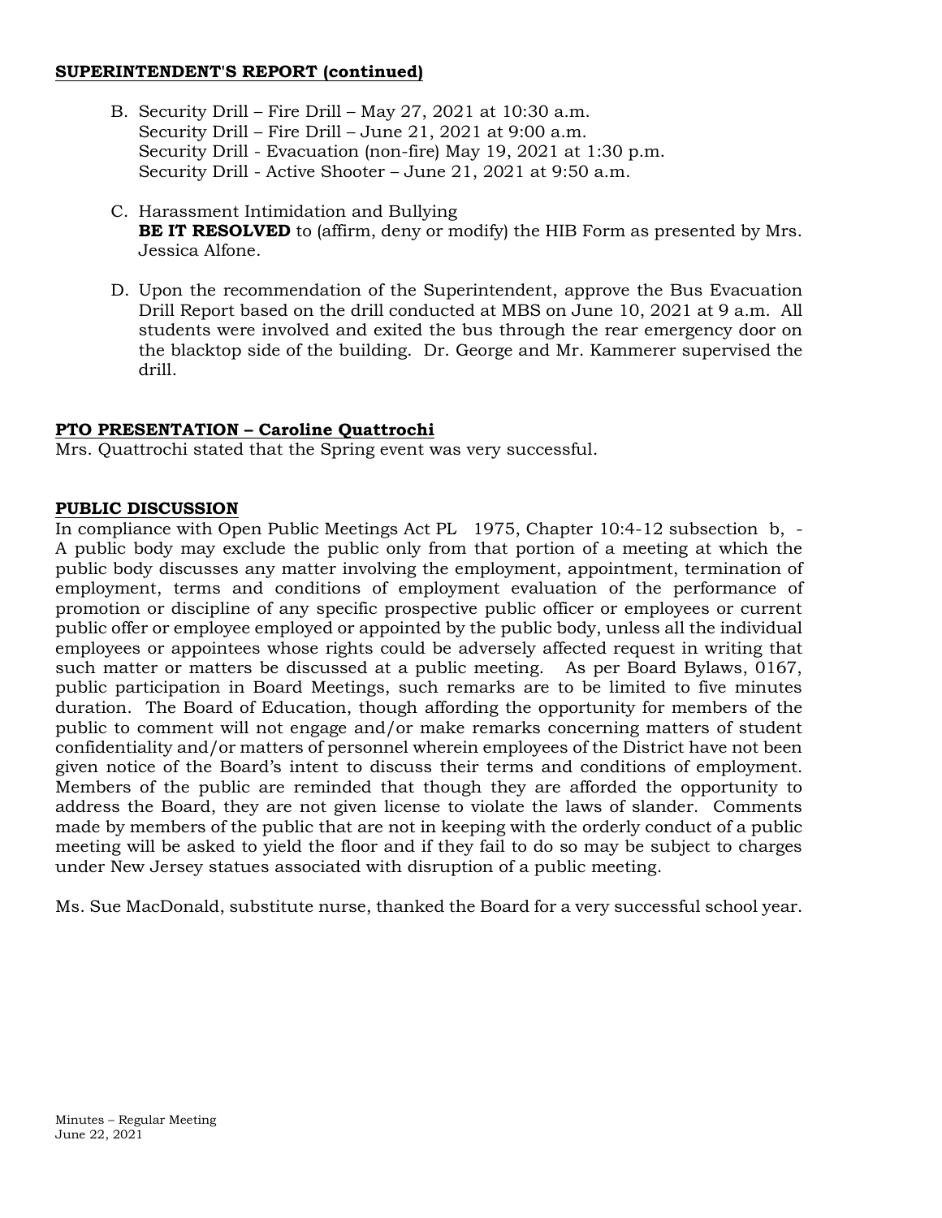**SUPERINTENDENT'S REPORT (continued)**

B. Security Drill – Fire Drill – May 27, 2021 at 10:30 a.m.
   Security Drill – Fire Drill – June 21, 2021 at 9:00 a.m.
   Security Drill - Evacuation (non-fire) May 19, 2021 at 1:30 p.m.
   Security Drill - Active Shooter – June 21, 2021 at 9:50 a.m.

C. Harassment Intimidation and Bullying
   **BE IT RESOLVED** to (affirm, deny or modify) the HIB Form as presented by Mrs. Jessica Alfone.

D. Upon the recommendation of the Superintendent, approve the Bus Evacuation Drill Report based on the drill conducted at MBS on June 10, 2021 at 9 a.m. All students were involved and exited the bus through the rear emergency door on the blacktop side of the building. Dr. George and Mr. Kammerer supervised the drill.

**PTO PRESENTATION – Caroline Quattrochi**

Mrs. Quattrochi stated that the Spring event was very successful.

**PUBLIC DISCUSSION**

In compliance with Open Public Meetings Act PL 1975, Chapter 10:4-12 subsection b, - A public body may exclude the public only from that portion of a meeting at which the public body discusses any matter involving the employment, appointment, termination of employment, terms and conditions of employment evaluation of the performance of promotion or discipline of any specific prospective public officer or employees or current public offer or employee employed or appointed by the public body, unless all the individual employees or appointees whose rights could be adversely affected request in writing that such matter or matters be discussed at a public meeting. As per Board Bylaws, 0167, public participation in Board Meetings, such remarks are to be limited to five minutes duration. The Board of Education, though affording the opportunity for members of the public to comment will not engage and/or make remarks concerning matters of student confidentiality and/or matters of personnel wherein employees of the District have not been given notice of the Board's intent to discuss their terms and conditions of employment. Members of the public are reminded that though they are afforded the opportunity to address the Board, they are not given license to violate the laws of slander. Comments made by members of the public that are not in keeping with the orderly conduct of a public meeting will be asked to yield the floor and if they fail to do so may be subject to charges under New Jersey statues associated with disruption of a public meeting.

Ms. Sue MacDonald, substitute nurse, thanked the Board for a very successful school year.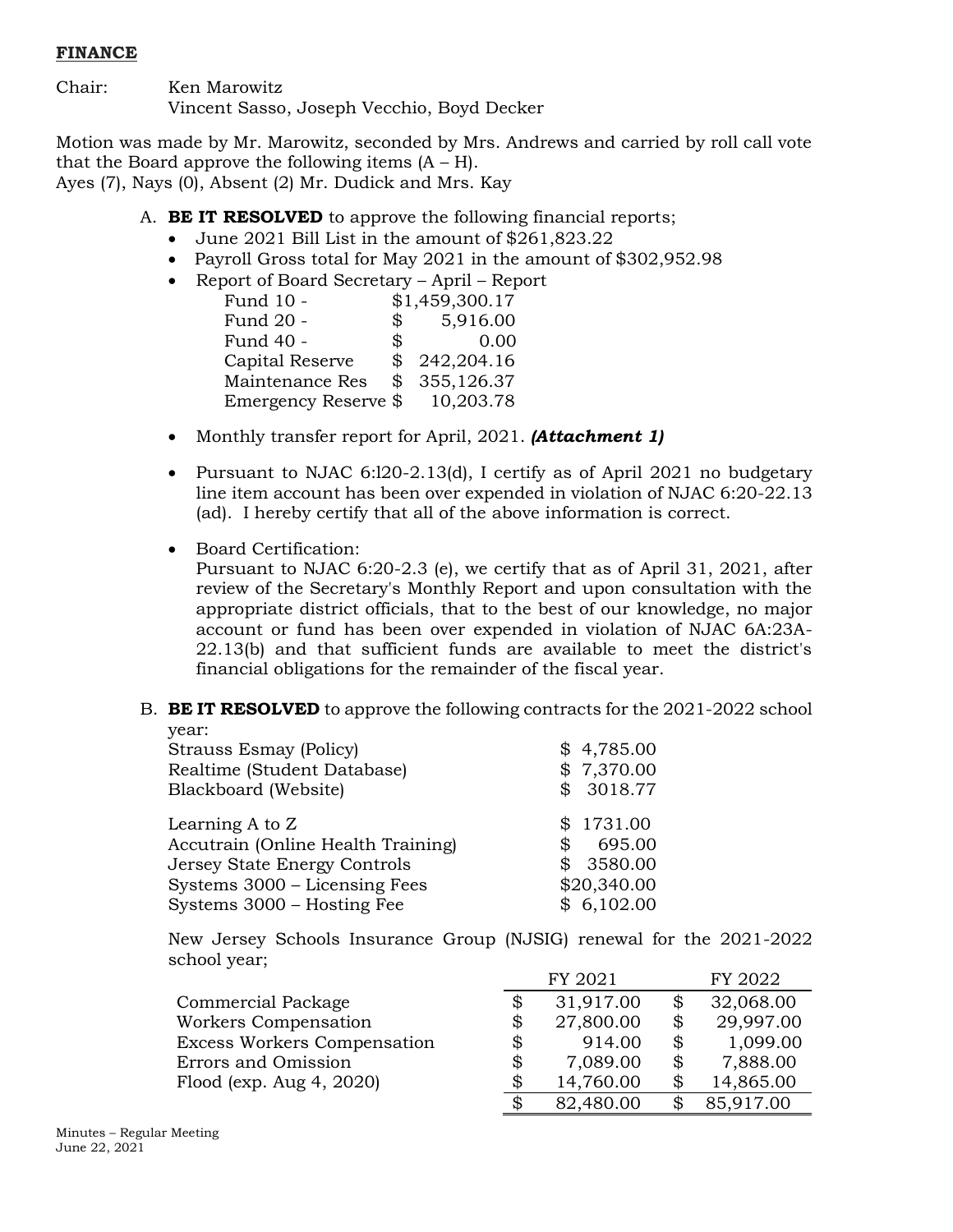**FINANCE**

Chair: Ken Marowitz
Vincent Sasso, Joseph Vecchio, Boyd Decker

Motion was made by Mr. Marowitz, seconded by Mrs. Andrews and carried by roll call vote that the Board approve the following items (A – H).
Ayes (7), Nays (0), Absent (2) Mr. Dudick and Mrs. Kay

A. **BE IT RESOLVED** to approve the following financial reports;
   - June 2021 Bill List in the amount of $261,823.22
   - Payroll Gross total for May 2021 in the amount of $302,952.98
   - Report of Board Secretary – April – Report

     | | |
     |---|---|
     | Fund 10 - | $1,459,300.17 |
     | Fund 20 - | $ 5,916.00 |
     | Fund 40 - | $ 0.00 |
     | Capital Reserve | $ 242,204.16 |
     | Maintenance Res | $ 355,126.37 |
     | Emergency Reserve | $ 10,203.78 |

   - Monthly transfer report for April, 2021. ***(Attachment 1)***
   - Pursuant to NJAC 6:l20-2.13(d), I certify as of April 2021 no budgetary line item account has been over expended in violation of NJAC 6:20-22.13 (ad). I hereby certify that all of the above information is correct.
   - Board Certification:
     Pursuant to NJAC 6:20-2.3 (e), we certify that as of April 31, 2021, after review of the Secretary's Monthly Report and upon consultation with the appropriate district officials, that to the best of our knowledge, no major account or fund has been over expended in violation of NJAC 6A:23A-22.13(b) and that sufficient funds are available to meet the district's financial obligations for the remainder of the fiscal year.

B. **BE IT RESOLVED** to approve the following contracts for the 2021-2022 school year:

   | | |
   |---|---|
   | Strauss Esmay (Policy) | $ 4,785.00 |
   | Realtime (Student Database) | $ 7,370.00 |
   | Blackboard (Website) | $ 3018.77 |
   | Learning A to Z | $ 1731.00 |
   | Accutrain (Online Health Training) | $ 695.00 |
   | Jersey State Energy Controls | $ 3580.00 |
   | Systems 3000 – Licensing Fees | $20,340.00 |
   | Systems 3000 – Hosting Fee | $ 6,102.00 |

   New Jersey Schools Insurance Group (NJSIG) renewal for the 2021-2022 school year;

   | | FY 2021 | FY 2022 |
   |---|---|---|
   | Commercial Package | $ 31,917.00 | $ 32,068.00 |
   | Workers Compensation | $ 27,800.00 | $ 29,997.00 |
   | Excess Workers Compensation | $ 914.00 | $ 1,099.00 |
   | Errors and Omission | $ 7,089.00 | $ 7,888.00 |
   | Flood (exp. Aug 4, 2020) | $ 14,760.00 | $ 14,865.00 |
   | | $ 82,480.00 | $ 85,917.00 |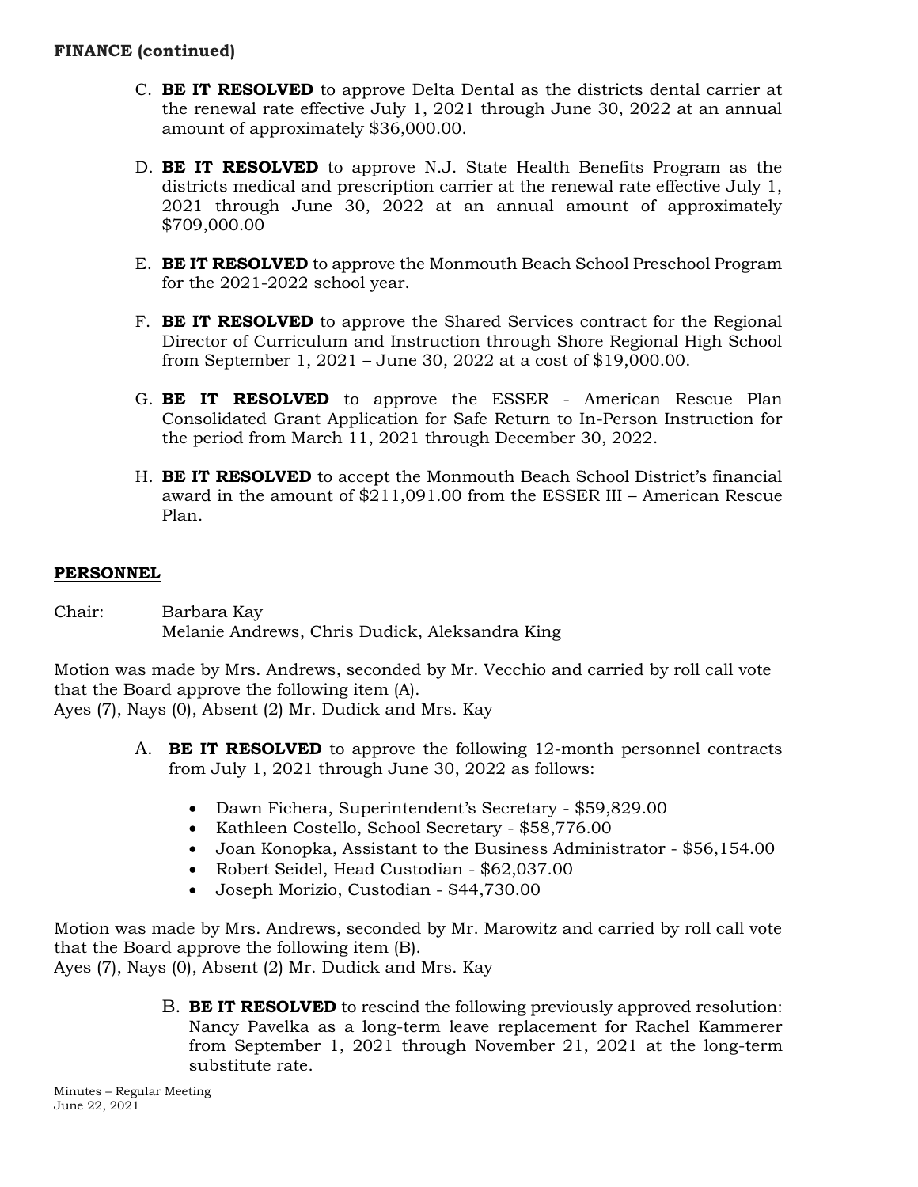**FINANCE (continued)**

C. **BE IT RESOLVED** to approve Delta Dental as the districts dental carrier at the renewal rate effective July 1, 2021 through June 30, 2022 at an annual amount of approximately $36,000.00.

D. **BE IT RESOLVED** to approve N.J. State Health Benefits Program as the districts medical and prescription carrier at the renewal rate effective July 1, 2021 through June 30, 2022 at an annual amount of approximately $709,000.00

E. **BE IT RESOLVED** to approve the Monmouth Beach School Preschool Program for the 2021-2022 school year.

F. **BE IT RESOLVED** to approve the Shared Services contract for the Regional Director of Curriculum and Instruction through Shore Regional High School from September 1, 2021 – June 30, 2022 at a cost of $19,000.00.

G. **BE IT RESOLVED** to approve the ESSER - American Rescue Plan Consolidated Grant Application for Safe Return to In-Person Instruction for the period from March 11, 2021 through December 30, 2022.

H. **BE IT RESOLVED** to accept the Monmouth Beach School District's financial award in the amount of $211,091.00 from the ESSER III – American Rescue Plan.

**PERSONNEL**

Chair: Barbara Kay
Melanie Andrews, Chris Dudick, Aleksandra King

Motion was made by Mrs. Andrews, seconded by Mr. Vecchio and carried by roll call vote that the Board approve the following item (A).
Ayes (7), Nays (0), Absent (2) Mr. Dudick and Mrs. Kay

A. **BE IT RESOLVED** to approve the following 12-month personnel contracts from July 1, 2021 through June 30, 2022 as follows:

- Dawn Fichera, Superintendent's Secretary - $59,829.00
- Kathleen Costello, School Secretary - $58,776.00
- Joan Konopka, Assistant to the Business Administrator - $56,154.00
- Robert Seidel, Head Custodian - $62,037.00
- Joseph Morizio, Custodian - $44,730.00

Motion was made by Mrs. Andrews, seconded by Mr. Marowitz and carried by roll call vote that the Board approve the following item (B).
Ayes (7), Nays (0), Absent (2) Mr. Dudick and Mrs. Kay

B. **BE IT RESOLVED** to rescind the following previously approved resolution: Nancy Pavelka as a long-term leave replacement for Rachel Kammerer from September 1, 2021 through November 21, 2021 at the long-term substitute rate.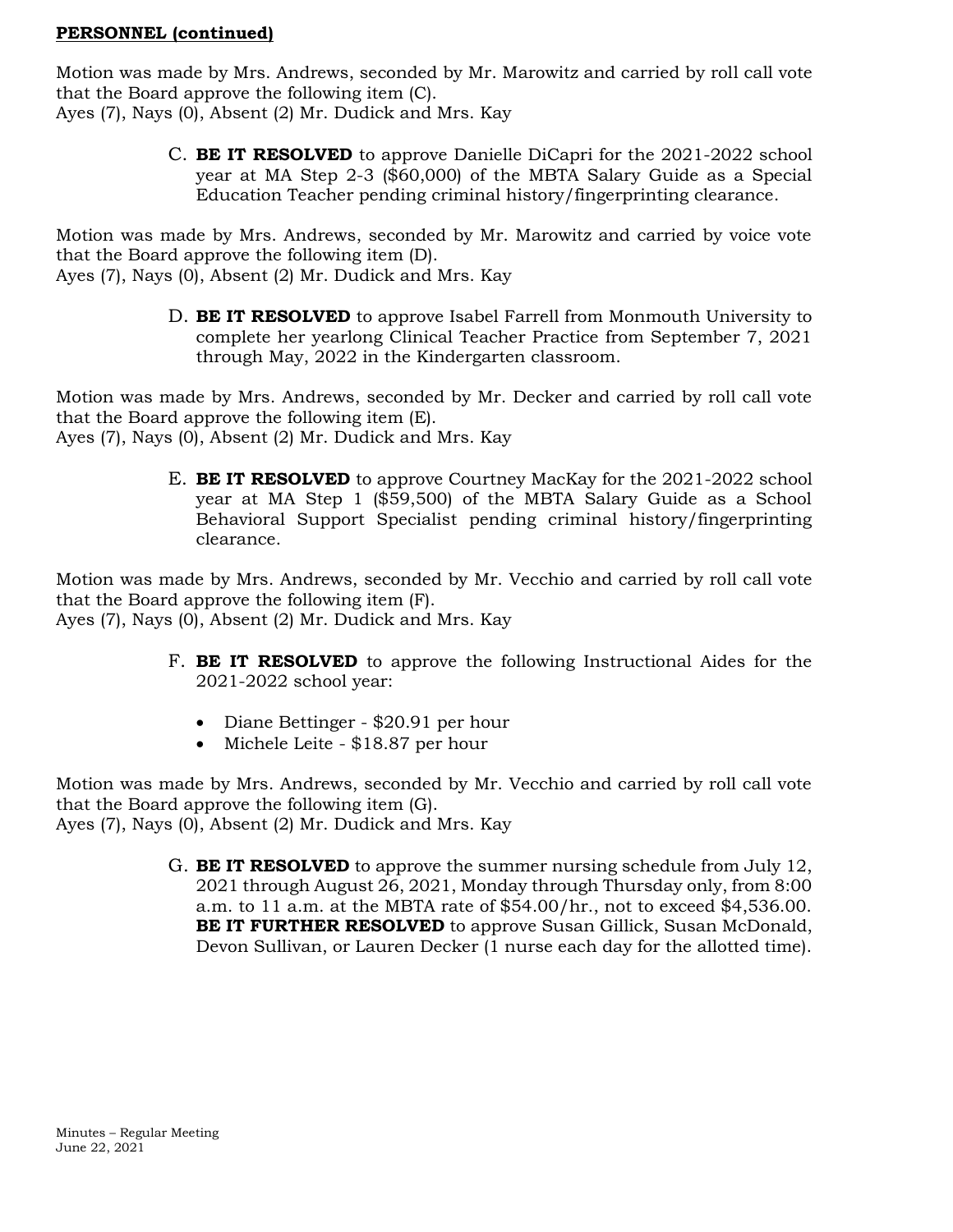**PERSONNEL (continued)**

Motion was made by Mrs. Andrews, seconded by Mr. Marowitz and carried by roll call vote that the Board approve the following item (C).
Ayes (7), Nays (0), Absent (2) Mr. Dudick and Mrs. Kay

C. **BE IT RESOLVED** to approve Danielle DiCapri for the 2021-2022 school year at MA Step 2-3 ($60,000) of the MBTA Salary Guide as a Special Education Teacher pending criminal history/fingerprinting clearance.

Motion was made by Mrs. Andrews, seconded by Mr. Marowitz and carried by voice vote that the Board approve the following item (D).
Ayes (7), Nays (0), Absent (2) Mr. Dudick and Mrs. Kay

D. **BE IT RESOLVED** to approve Isabel Farrell from Monmouth University to complete her yearlong Clinical Teacher Practice from September 7, 2021 through May, 2022 in the Kindergarten classroom.

Motion was made by Mrs. Andrews, seconded by Mr. Decker and carried by roll call vote that the Board approve the following item (E).
Ayes (7), Nays (0), Absent (2) Mr. Dudick and Mrs. Kay

E. **BE IT RESOLVED** to approve Courtney MacKay for the 2021-2022 school year at MA Step 1 ($59,500) of the MBTA Salary Guide as a School Behavioral Support Specialist pending criminal history/fingerprinting clearance.

Motion was made by Mrs. Andrews, seconded by Mr. Vecchio and carried by roll call vote that the Board approve the following item (F).
Ayes (7), Nays (0), Absent (2) Mr. Dudick and Mrs. Kay

F. **BE IT RESOLVED** to approve the following Instructional Aides for the 2021-2022 school year:

- Diane Bettinger - $20.91 per hour
- Michele Leite - $18.87 per hour

Motion was made by Mrs. Andrews, seconded by Mr. Vecchio and carried by roll call vote that the Board approve the following item (G).
Ayes (7), Nays (0), Absent (2) Mr. Dudick and Mrs. Kay

G. **BE IT RESOLVED** to approve the summer nursing schedule from July 12, 2021 through August 26, 2021, Monday through Thursday only, from 8:00 a.m. to 11 a.m. at the MBTA rate of $54.00/hr., not to exceed $4,536.00. **BE IT FURTHER RESOLVED** to approve Susan Gillick, Susan McDonald, Devon Sullivan, or Lauren Decker (1 nurse each day for the allotted time).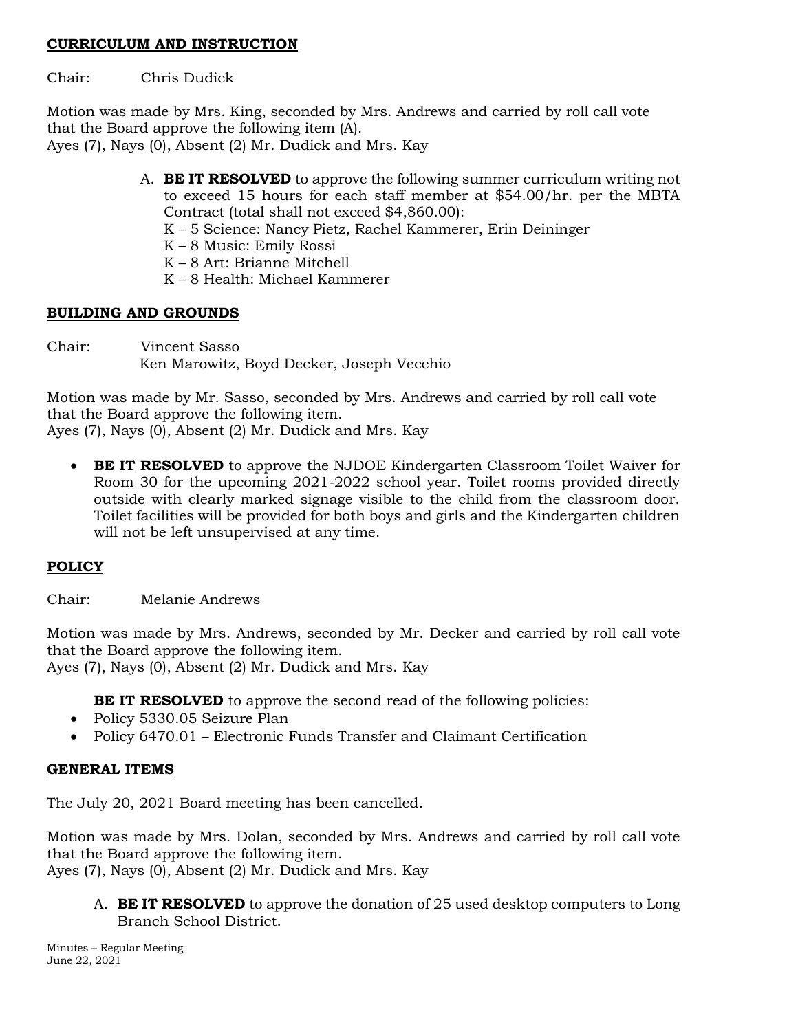**CURRICULUM AND INSTRUCTION**

Chair: Chris Dudick

Motion was made by Mrs. King, seconded by Mrs. Andrews and carried by roll call vote that the Board approve the following item (A).
Ayes (7), Nays (0), Absent (2) Mr. Dudick and Mrs. Kay

A. **BE IT RESOLVED** to approve the following summer curriculum writing not to exceed 15 hours for each staff member at $54.00/hr. per the MBTA Contract (total shall not exceed $4,860.00):
   K – 5 Science: Nancy Pietz, Rachel Kammerer, Erin Deininger
   K – 8 Music: Emily Rossi
   K – 8 Art: Brianne Mitchell
   K – 8 Health: Michael Kammerer

**BUILDING AND GROUNDS**

Chair: Vincent Sasso
Ken Marowitz, Boyd Decker, Joseph Vecchio

Motion was made by Mr. Sasso, seconded by Mrs. Andrews and carried by roll call vote that the Board approve the following item.
Ayes (7), Nays (0), Absent (2) Mr. Dudick and Mrs. Kay

- **BE IT RESOLVED** to approve the NJDOE Kindergarten Classroom Toilet Waiver for Room 30 for the upcoming 2021-2022 school year. Toilet rooms provided directly outside with clearly marked signage visible to the child from the classroom door. Toilet facilities will be provided for both boys and girls and the Kindergarten children will not be left unsupervised at any time.

**POLICY**

Chair: Melanie Andrews

Motion was made by Mrs. Andrews, seconded by Mr. Decker and carried by roll call vote that the Board approve the following item.
Ayes (7), Nays (0), Absent (2) Mr. Dudick and Mrs. Kay

**BE IT RESOLVED** to approve the second read of the following policies:

- Policy 5330.05 Seizure Plan
- Policy 6470.01 – Electronic Funds Transfer and Claimant Certification

**GENERAL ITEMS**

The July 20, 2021 Board meeting has been cancelled.

Motion was made by Mrs. Dolan, seconded by Mrs. Andrews and carried by roll call vote that the Board approve the following item.
Ayes (7), Nays (0), Absent (2) Mr. Dudick and Mrs. Kay

A. **BE IT RESOLVED** to approve the donation of 25 used desktop computers to Long Branch School District.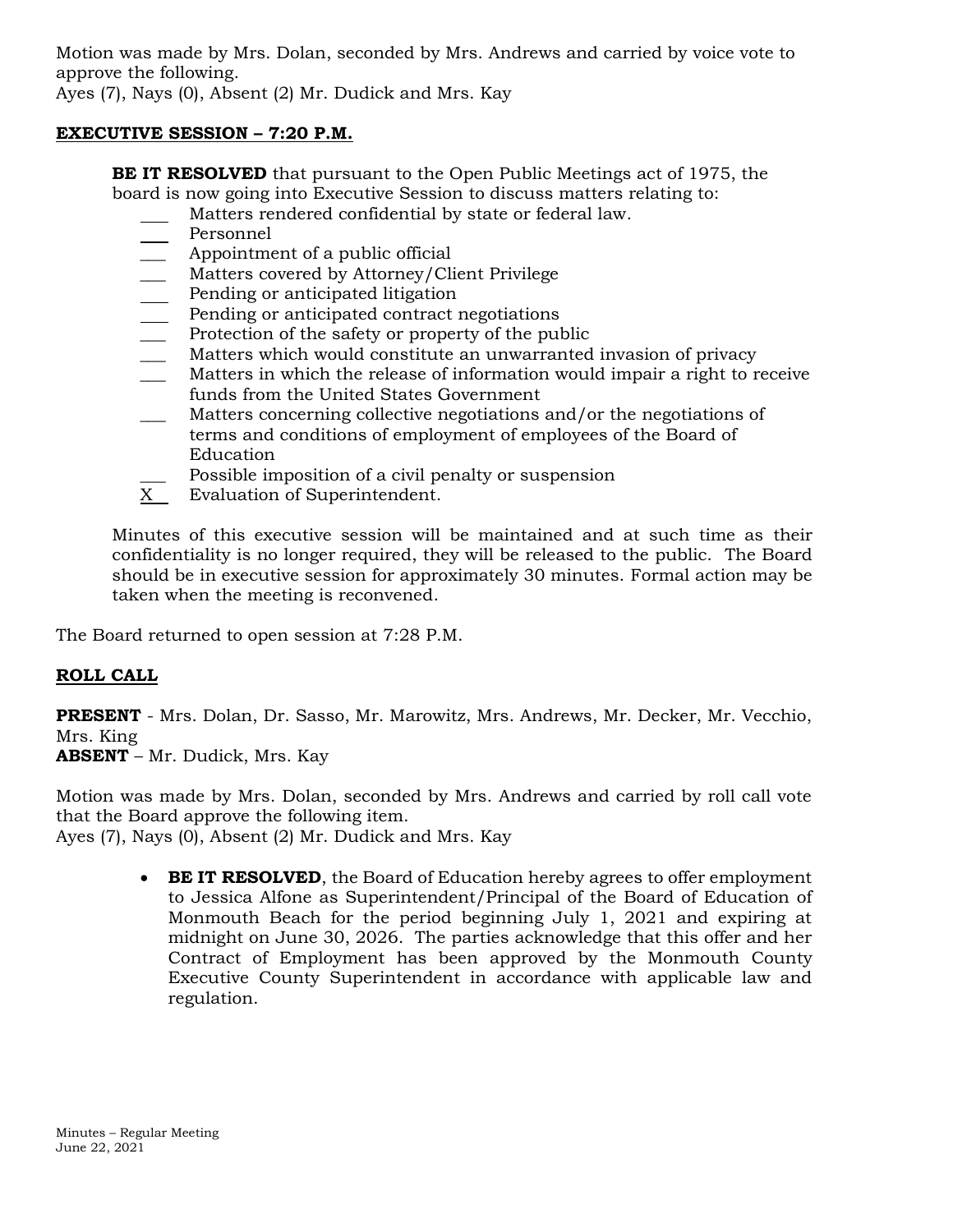Motion was made by Mrs. Dolan, seconded by Mrs. Andrews and carried by voice vote to approve the following.
Ayes (7), Nays (0), Absent (2) Mr. Dudick and Mrs. Kay

**EXECUTIVE SESSION – 7:20 P.M.**

**BE IT RESOLVED** that pursuant to the Open Public Meetings act of 1975, the board is now going into Executive Session to discuss matters relating to:

- ___ Matters rendered confidential by state or federal law.
- ___ Personnel
- ___ Appointment of a public official
- ___ Matters covered by Attorney/Client Privilege
- ___ Pending or anticipated litigation
- ___ Pending or anticipated contract negotiations
- ___ Protection of the safety or property of the public
- ___ Matters which would constitute an unwarranted invasion of privacy
- ___ Matters in which the release of information would impair a right to receive funds from the United States Government
- ___ Matters concerning collective negotiations and/or the negotiations of terms and conditions of employment of employees of the Board of Education
- ___ Possible imposition of a civil penalty or suspension
- X Evaluation of Superintendent.

Minutes of this executive session will be maintained and at such time as their confidentiality is no longer required, they will be released to the public. The Board should be in executive session for approximately 30 minutes. Formal action may be taken when the meeting is reconvened.

The Board returned to open session at 7:28 P.M.

**ROLL CALL**

**PRESENT** - Mrs. Dolan, Dr. Sasso, Mr. Marowitz, Mrs. Andrews, Mr. Decker, Mr. Vecchio, Mrs. King
**ABSENT** – Mr. Dudick, Mrs. Kay

Motion was made by Mrs. Dolan, seconded by Mrs. Andrews and carried by roll call vote that the Board approve the following item.
Ayes (7), Nays (0), Absent (2) Mr. Dudick and Mrs. Kay

- **BE IT RESOLVED**, the Board of Education hereby agrees to offer employment to Jessica Alfone as Superintendent/Principal of the Board of Education of Monmouth Beach for the period beginning July 1, 2021 and expiring at midnight on June 30, 2026. The parties acknowledge that this offer and her Contract of Employment has been approved by the Monmouth County Executive County Superintendent in accordance with applicable law and regulation.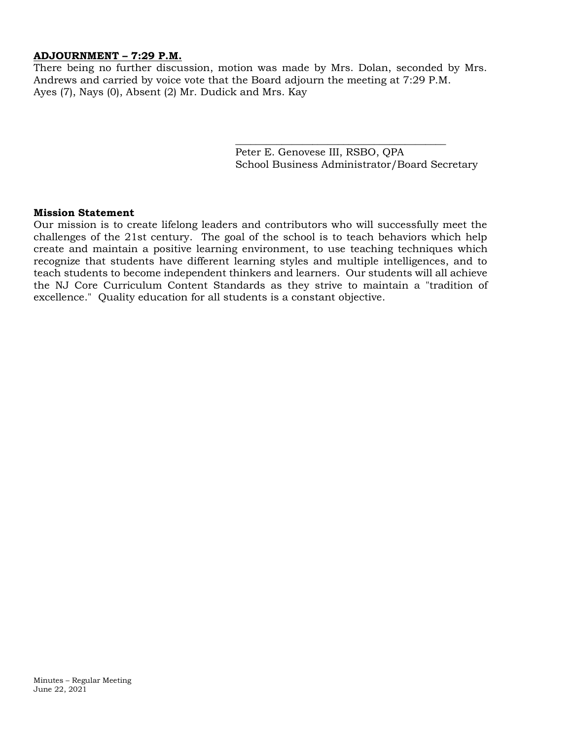**ADJOURNMENT – 7:29 P.M.**

There being no further discussion, motion was made by Mrs. Dolan, seconded by Mrs. Andrews and carried by voice vote that the Board adjourn the meeting at 7:29 P.M.
Ayes (7), Nays (0), Absent (2) Mr. Dudick and Mrs. Kay

\_\_\_\_\_\_\_\_\_\_\_\_\_\_\_\_\_\_\_\_\_\_\_\_\_\_\_\_\_\_\_\_\_\_\_\_\_\_\_\_
Peter E. Genovese III, RSBO, QPA
School Business Administrator/Board Secretary

**Mission Statement**

Our mission is to create lifelong leaders and contributors who will successfully meet the challenges of the 21st century. The goal of the school is to teach behaviors which help create and maintain a positive learning environment, to use teaching techniques which recognize that students have different learning styles and multiple intelligences, and to teach students to become independent thinkers and learners. Our students will all achieve the NJ Core Curriculum Content Standards as they strive to maintain a "tradition of excellence." Quality education for all students is a constant objective.